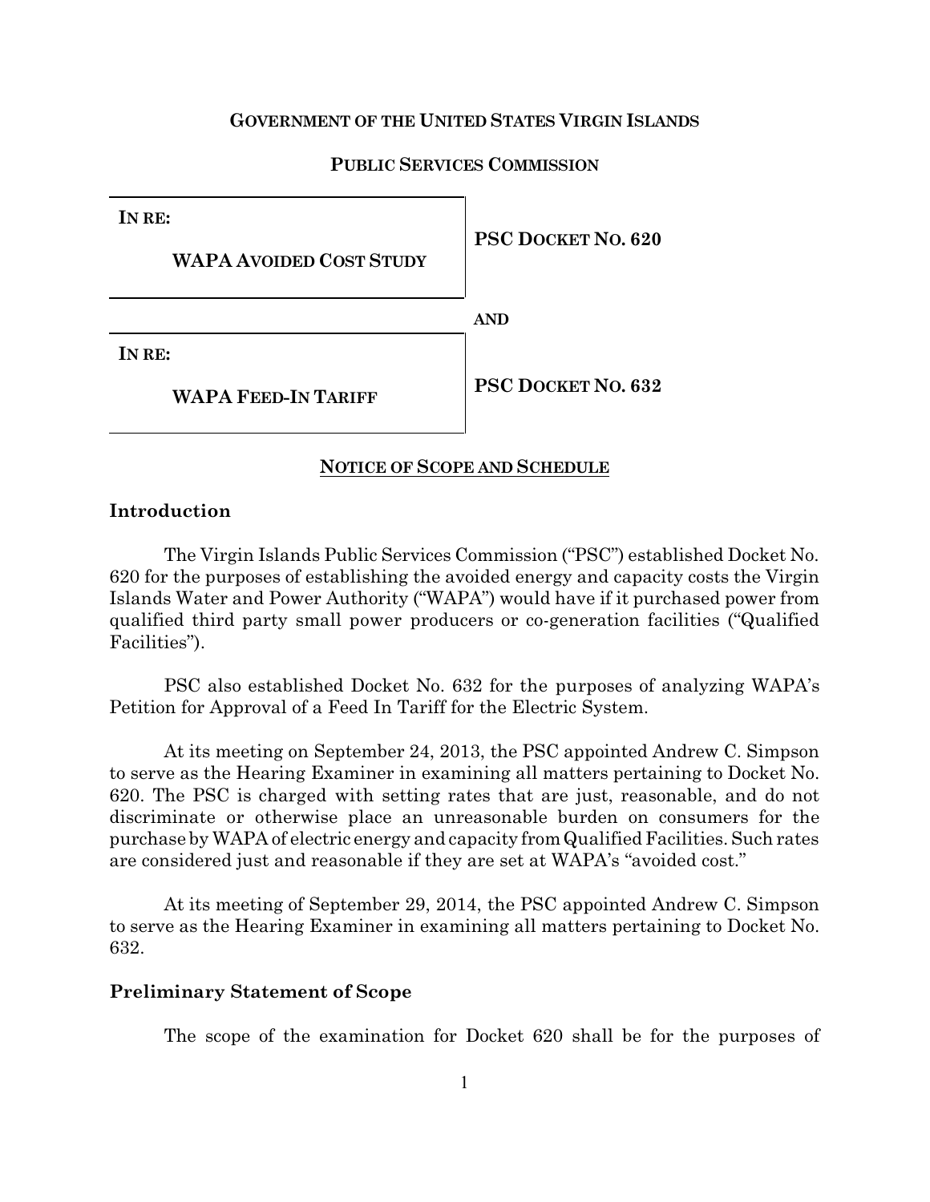**GOVERNMENT OF THE UNITED STATES VIRGIN ISLANDS**

**PUBLIC SERVICES COMMISSION**

| **IN RE:** **WAPA AVOIDED COST STUDY** | **PSC DOCKET NO. 620** |
|---|---|
| | **AND** |
| **IN RE:** **WAPA FEED-IN TARIFF** | **PSC DOCKET NO. 632** |

**NOTICE OF SCOPE AND SCHEDULE**

## Introduction

The Virgin Islands Public Services Commission ("PSC") established Docket No. 620 for the purposes of establishing the avoided energy and capacity costs the Virgin Islands Water and Power Authority ("WAPA") would have if it purchased power from qualified third party small power producers or co-generation facilities ("Qualified Facilities").

PSC also established Docket No. 632 for the purposes of analyzing WAPA's Petition for Approval of a Feed In Tariff for the Electric System.

At its meeting on September 24, 2013, the PSC appointed Andrew C. Simpson to serve as the Hearing Examiner in examining all matters pertaining to Docket No. 620. The PSC is charged with setting rates that are just, reasonable, and do not discriminate or otherwise place an unreasonable burden on consumers for the purchase by WAPA of electric energy and capacity from Qualified Facilities. Such rates are considered just and reasonable if they are set at WAPA's "avoided cost."

At its meeting of September 29, 2014, the PSC appointed Andrew C. Simpson to serve as the Hearing Examiner in examining all matters pertaining to Docket No. 632.

## Preliminary Statement of Scope

The scope of the examination for Docket 620 shall be for the purposes of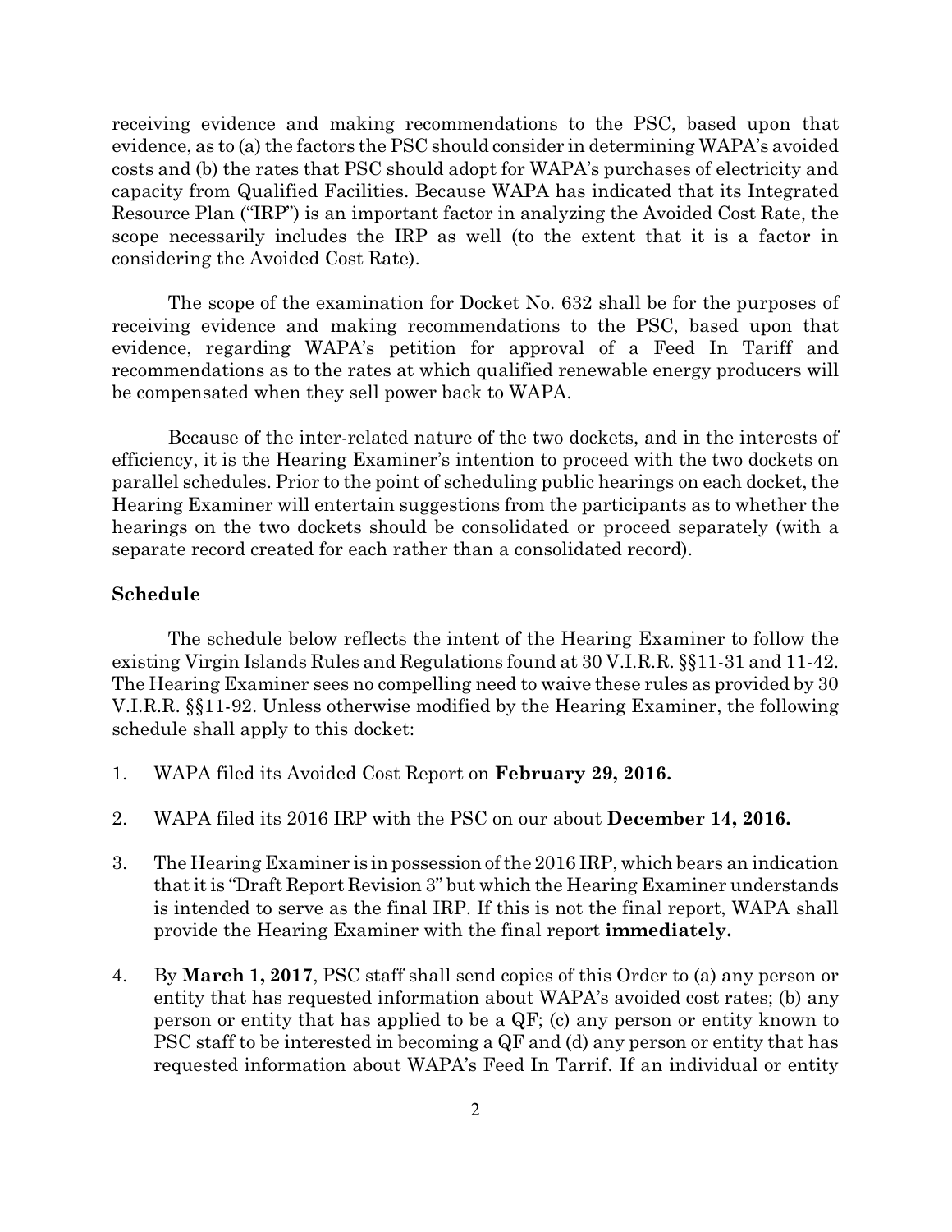receiving evidence and making recommendations to the PSC, based upon that evidence, as to (a) the factors the PSC should consider in determining WAPA's avoided costs and (b) the rates that PSC should adopt for WAPA's purchases of electricity and capacity from Qualified Facilities. Because WAPA has indicated that its Integrated Resource Plan ("IRP") is an important factor in analyzing the Avoided Cost Rate, the scope necessarily includes the IRP as well (to the extent that it is a factor in considering the Avoided Cost Rate).

The scope of the examination for Docket No. 632 shall be for the purposes of receiving evidence and making recommendations to the PSC, based upon that evidence, regarding WAPA's petition for approval of a Feed In Tariff and recommendations as to the rates at which qualified renewable energy producers will be compensated when they sell power back to WAPA.

Because of the inter-related nature of the two dockets, and in the interests of efficiency, it is the Hearing Examiner's intention to proceed with the two dockets on parallel schedules. Prior to the point of scheduling public hearings on each docket, the Hearing Examiner will entertain suggestions from the participants as to whether the hearings on the two dockets should be consolidated or proceed separately (with a separate record created for each rather than a consolidated record).

### Schedule

The schedule below reflects the intent of the Hearing Examiner to follow the existing Virgin Islands Rules and Regulations found at 30 V.I.R.R. §§11-31 and 11-42. The Hearing Examiner sees no compelling need to waive these rules as provided by 30 V.I.R.R. §§11-92. Unless otherwise modified by the Hearing Examiner, the following schedule shall apply to this docket:

1. WAPA filed its Avoided Cost Report on **February 29, 2016.**

2. WAPA filed its 2016 IRP with the PSC on our about **December 14, 2016.**

3. The Hearing Examiner is in possession of the 2016 IRP, which bears an indication that it is "Draft Report Revision 3" but which the Hearing Examiner understands is intended to serve as the final IRP. If this is not the final report, WAPA shall provide the Hearing Examiner with the final report **immediately.**

4. By **March 1, 2017**, PSC staff shall send copies of this Order to (a) any person or entity that has requested information about WAPA's avoided cost rates; (b) any person or entity that has applied to be a QF; (c) any person or entity known to PSC staff to be interested in becoming a QF and (d) any person or entity that has requested information about WAPA's Feed In Tarrif. If an individual or entity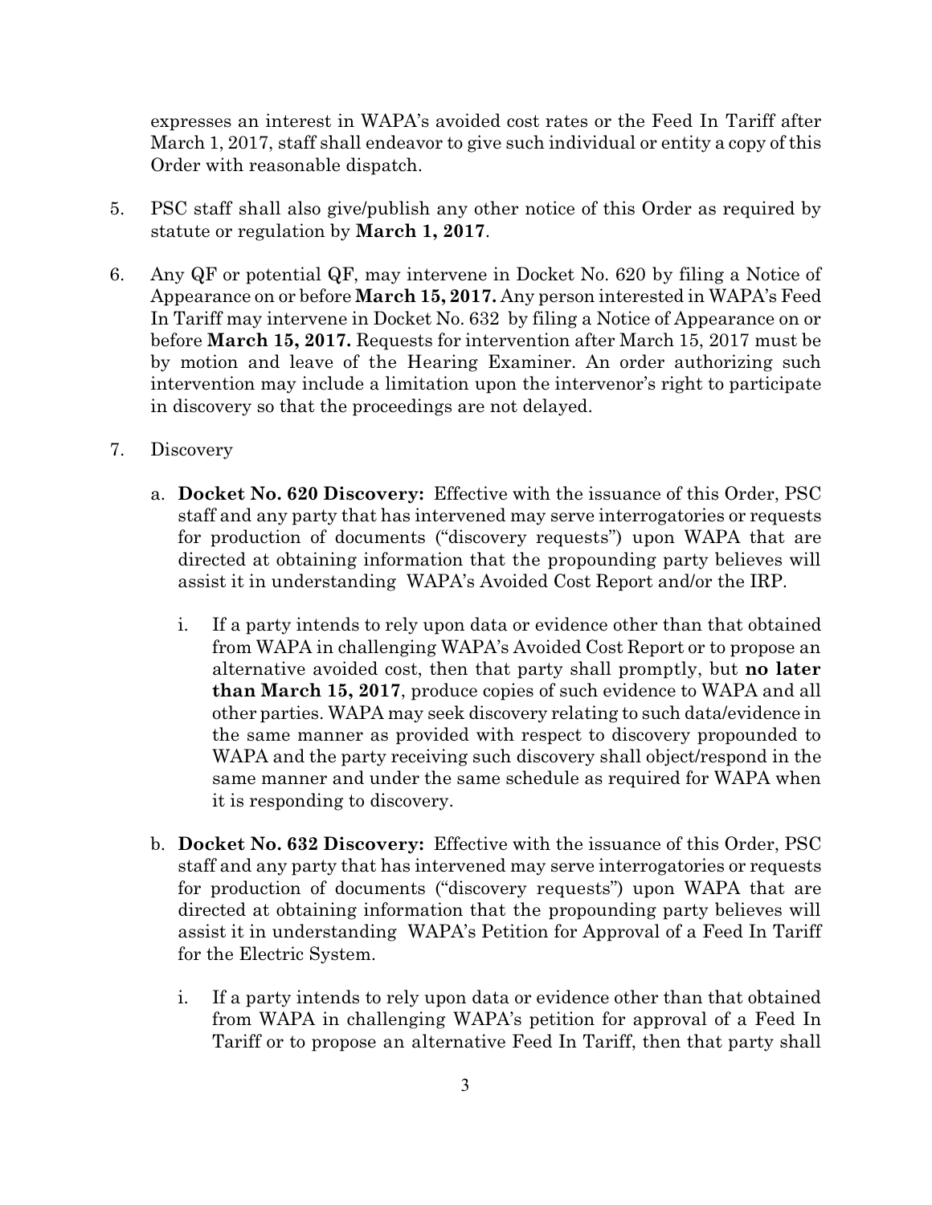expresses an interest in WAPA's avoided cost rates or the Feed In Tariff after March 1, 2017, staff shall endeavor to give such individual or entity a copy of this Order with reasonable dispatch.

5. PSC staff shall also give/publish any other notice of this Order as required by statute or regulation by **March 1, 2017**.

6. Any QF or potential QF, may intervene in Docket No. 620 by filing a Notice of Appearance on or before **March 15, 2017.** Any person interested in WAPA's Feed In Tariff may intervene in Docket No. 632 by filing a Notice of Appearance on or before **March 15, 2017.** Requests for intervention after March 15, 2017 must be by motion and leave of the Hearing Examiner. An order authorizing such intervention may include a limitation upon the intervenor's right to participate in discovery so that the proceedings are not delayed.

7. Discovery

    a. **Docket No. 620 Discovery:** Effective with the issuance of this Order, PSC staff and any party that has intervened may serve interrogatories or requests for production of documents ("discovery requests") upon WAPA that are directed at obtaining information that the propounding party believes will assist it in understanding WAPA's Avoided Cost Report and/or the IRP.

        i. If a party intends to rely upon data or evidence other than that obtained from WAPA in challenging WAPA's Avoided Cost Report or to propose an alternative avoided cost, then that party shall promptly, but **no later than March 15, 2017**, produce copies of such evidence to WAPA and all other parties. WAPA may seek discovery relating to such data/evidence in the same manner as provided with respect to discovery propounded to WAPA and the party receiving such discovery shall object/respond in the same manner and under the same schedule as required for WAPA when it is responding to discovery.

    b. **Docket No. 632 Discovery:** Effective with the issuance of this Order, PSC staff and any party that has intervened may serve interrogatories or requests for production of documents ("discovery requests") upon WAPA that are directed at obtaining information that the propounding party believes will assist it in understanding WAPA's Petition for Approval of a Feed In Tariff for the Electric System.

        i. If a party intends to rely upon data or evidence other than that obtained from WAPA in challenging WAPA's petition for approval of a Feed In Tariff or to propose an alternative Feed In Tariff, then that party shall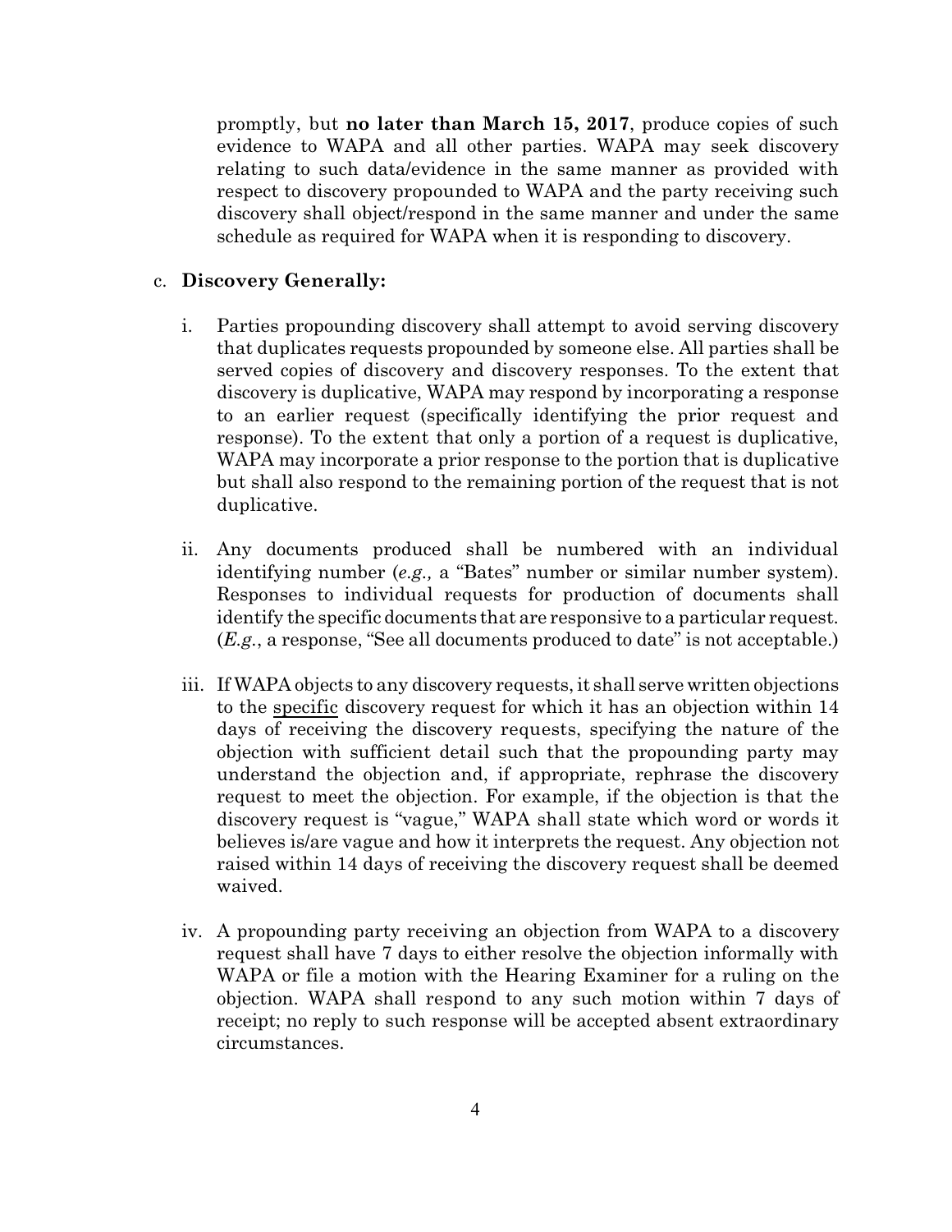promptly, but **no later than March 15, 2017**, produce copies of such evidence to WAPA and all other parties. WAPA may seek discovery relating to such data/evidence in the same manner as provided with respect to discovery propounded to WAPA and the party receiving such discovery shall object/respond in the same manner and under the same schedule as required for WAPA when it is responding to discovery.

c. **Discovery Generally:**

   i. Parties propounding discovery shall attempt to avoid serving discovery that duplicates requests propounded by someone else. All parties shall be served copies of discovery and discovery responses. To the extent that discovery is duplicative, WAPA may respond by incorporating a response to an earlier request (specifically identifying the prior request and response). To the extent that only a portion of a request is duplicative, WAPA may incorporate a prior response to the portion that is duplicative but shall also respond to the remaining portion of the request that is not duplicative.

   ii. Any documents produced shall be numbered with an individual identifying number (*e.g.,* a "Bates" number or similar number system). Responses to individual requests for production of documents shall identify the specific documents that are responsive to a particular request. (*E.g.*, a response, "See all documents produced to date" is not acceptable.)

   iii. If WAPA objects to any discovery requests, it shall serve written objections to the <u>specific</u> discovery request for which it has an objection within 14 days of receiving the discovery requests, specifying the nature of the objection with sufficient detail such that the propounding party may understand the objection and, if appropriate, rephrase the discovery request to meet the objection. For example, if the objection is that the discovery request is "vague," WAPA shall state which word or words it believes is/are vague and how it interprets the request. Any objection not raised within 14 days of receiving the discovery request shall be deemed waived.

   iv. A propounding party receiving an objection from WAPA to a discovery request shall have 7 days to either resolve the objection informally with WAPA or file a motion with the Hearing Examiner for a ruling on the objection. WAPA shall respond to any such motion within 7 days of receipt; no reply to such response will be accepted absent extraordinary circumstances.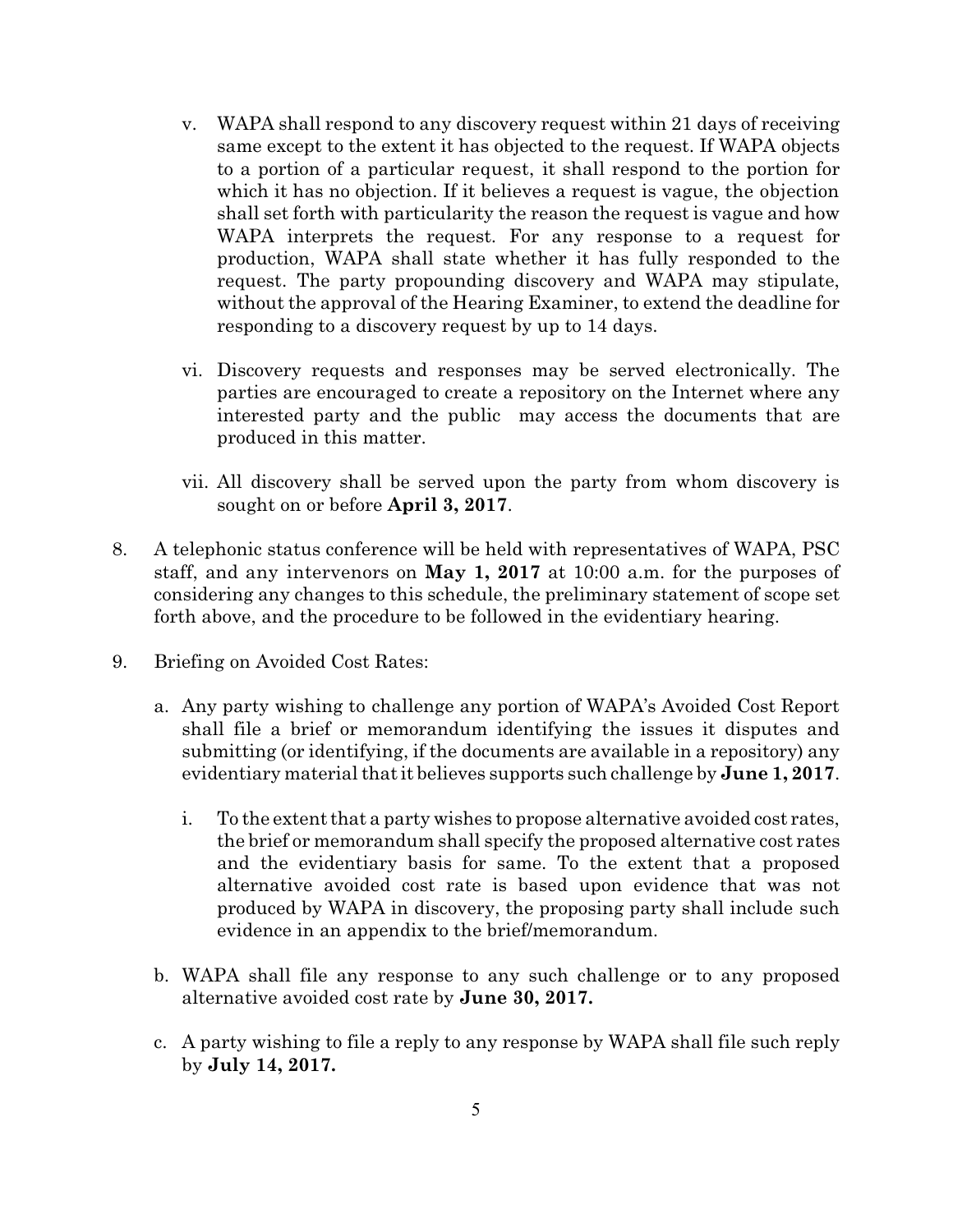v. WAPA shall respond to any discovery request within 21 days of receiving same except to the extent it has objected to the request. If WAPA objects to a portion of a particular request, it shall respond to the portion for which it has no objection. If it believes a request is vague, the objection shall set forth with particularity the reason the request is vague and how WAPA interprets the request. For any response to a request for production, WAPA shall state whether it has fully responded to the request. The party propounding discovery and WAPA may stipulate, without the approval of the Hearing Examiner, to extend the deadline for responding to a discovery request by up to 14 days.

vi. Discovery requests and responses may be served electronically. The parties are encouraged to create a repository on the Internet where any interested party and the public may access the documents that are produced in this matter.

vii. All discovery shall be served upon the party from whom discovery is sought on or before **April 3, 2017**.

8. A telephonic status conference will be held with representatives of WAPA, PSC staff, and any intervenors on **May 1, 2017** at 10:00 a.m. for the purposes of considering any changes to this schedule, the preliminary statement of scope set forth above, and the procedure to be followed in the evidentiary hearing.

9. Briefing on Avoided Cost Rates:

   a. Any party wishing to challenge any portion of WAPA's Avoided Cost Report shall file a brief or memorandum identifying the issues it disputes and submitting (or identifying, if the documents are available in a repository) any evidentiary material that it believes supports such challenge by **June 1, 2017**.

      i. To the extent that a party wishes to propose alternative avoided cost rates, the brief or memorandum shall specify the proposed alternative cost rates and the evidentiary basis for same. To the extent that a proposed alternative avoided cost rate is based upon evidence that was not produced by WAPA in discovery, the proposing party shall include such evidence in an appendix to the brief/memorandum.

   b. WAPA shall file any response to any such challenge or to any proposed alternative avoided cost rate by **June 30, 2017.**

   c. A party wishing to file a reply to any response by WAPA shall file such reply by **July 14, 2017.**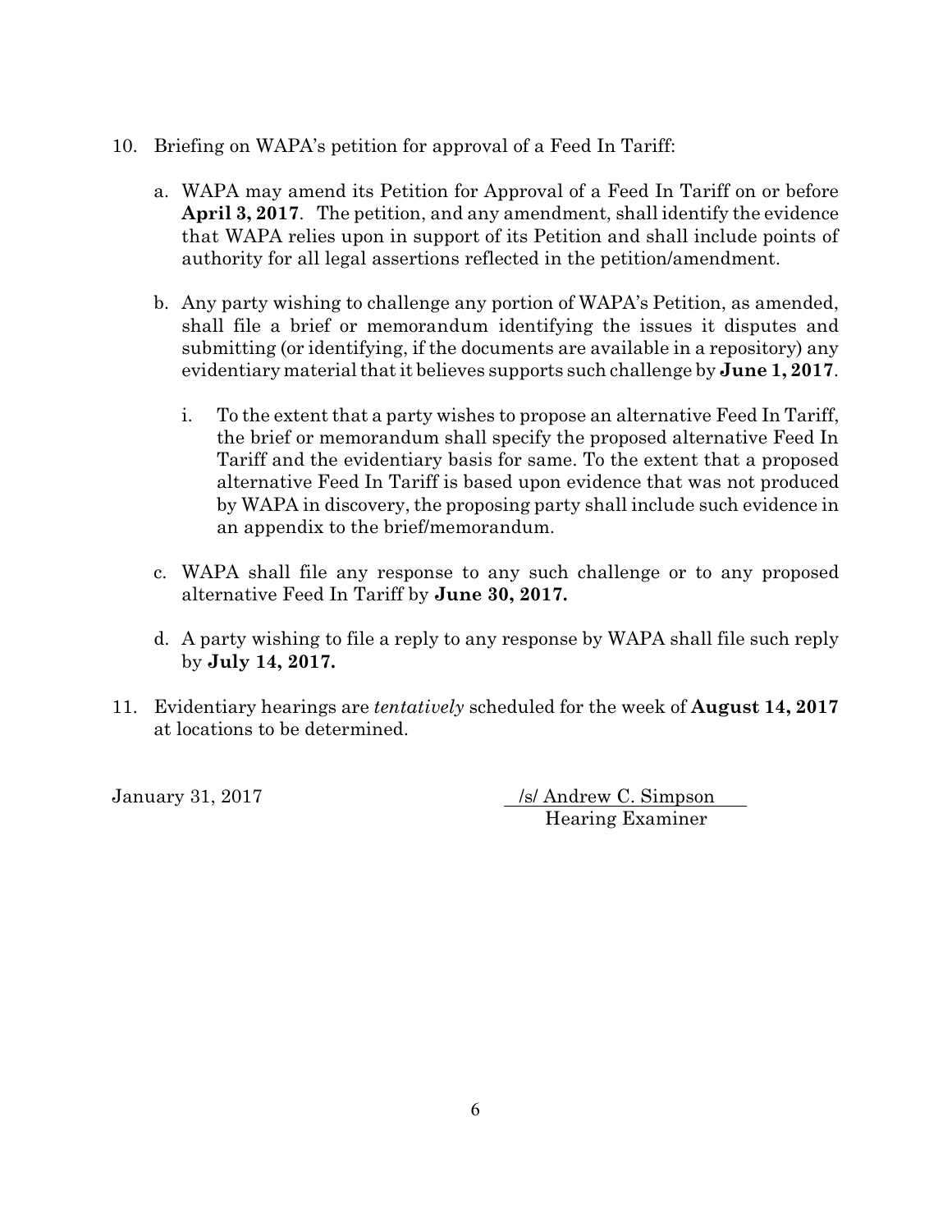10. Briefing on WAPA's petition for approval of a Feed In Tariff:

    a. WAPA may amend its Petition for Approval of a Feed In Tariff on or before **April 3, 2017**. The petition, and any amendment, shall identify the evidence that WAPA relies upon in support of its Petition and shall include points of authority for all legal assertions reflected in the petition/amendment.

    b. Any party wishing to challenge any portion of WAPA's Petition, as amended, shall file a brief or memorandum identifying the issues it disputes and submitting (or identifying, if the documents are available in a repository) any evidentiary material that it believes supports such challenge by **June 1, 2017**.

        i. To the extent that a party wishes to propose an alternative Feed In Tariff, the brief or memorandum shall specify the proposed alternative Feed In Tariff and the evidentiary basis for same. To the extent that a proposed alternative Feed In Tariff is based upon evidence that was not produced by WAPA in discovery, the proposing party shall include such evidence in an appendix to the brief/memorandum.

    c. WAPA shall file any response to any such challenge or to any proposed alternative Feed In Tariff by **June 30, 2017.**

    d. A party wishing to file a reply to any response by WAPA shall file such reply by **July 14, 2017.**

11. Evidentiary hearings are *tentatively* scheduled for the week of **August 14, 2017** at locations to be determined.

January 31, 2017

/s/ Andrew C. Simpson
Hearing Examiner